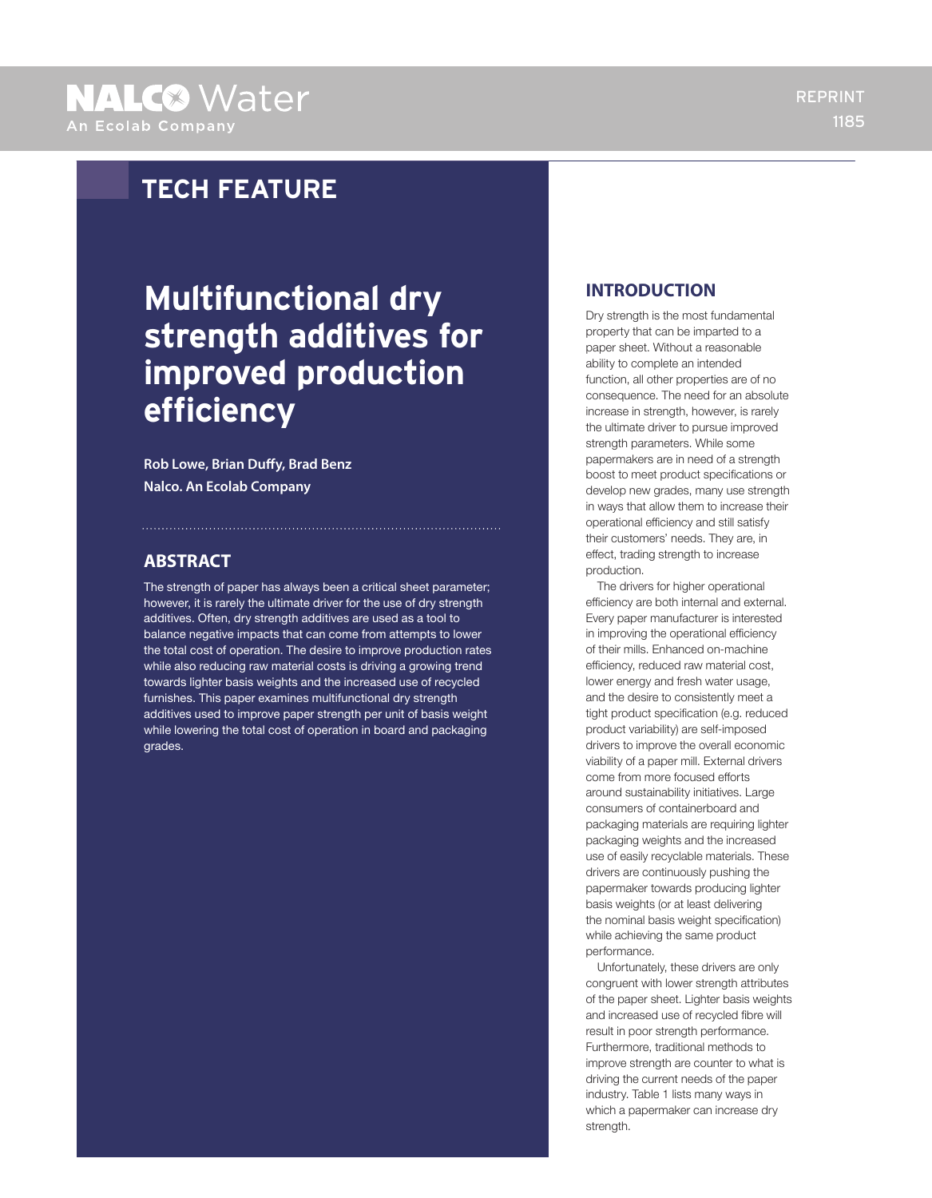TECH FEATURE

# Multifunctional dry strength additives for improved production efficiency

**Rob Lowe, Brian Duffy, Brad Benz**
**Nalco. An Ecolab Company**

## ABSTRACT

The strength of paper has always been a critical sheet parameter; however, it is rarely the ultimate driver for the use of dry strength additives. Often, dry strength additives are used as a tool to balance negative impacts that can come from attempts to lower the total cost of operation. The desire to improve production rates while also reducing raw material costs is driving a growing trend towards lighter basis weights and the increased use of recycled furnishes. This paper examines multifunctional dry strength additives used to improve paper strength per unit of basis weight while lowering the total cost of operation in board and packaging grades.

## INTRODUCTION

Dry strength is the most fundamental property that can be imparted to a paper sheet. Without a reasonable ability to complete an intended function, all other properties are of no consequence. The need for an absolute increase in strength, however, is rarely the ultimate driver to pursue improved strength parameters. While some papermakers are in need of a strength boost to meet product specifications or develop new grades, many use strength in ways that allow them to increase their operational efficiency and still satisfy their customers' needs. They are, in effect, trading strength to increase production.

The drivers for higher operational efficiency are both internal and external. Every paper manufacturer is interested in improving the operational efficiency of their mills. Enhanced on-machine efficiency, reduced raw material cost, lower energy and fresh water usage, and the desire to consistently meet a tight product specification (e.g. reduced product variability) are self-imposed drivers to improve the overall economic viability of a paper mill. External drivers come from more focused efforts around sustainability initiatives. Large consumers of containerboard and packaging materials are requiring lighter packaging weights and the increased use of easily recyclable materials. These drivers are continuously pushing the papermaker towards producing lighter basis weights (or at least delivering the nominal basis weight specification) while achieving the same product performance.

Unfortunately, these drivers are only congruent with lower strength attributes of the paper sheet. Lighter basis weights and increased use of recycled fibre will result in poor strength performance. Furthermore, traditional methods to improve strength are counter to what is driving the current needs of the paper industry. Table 1 lists many ways in which a papermaker can increase dry strength.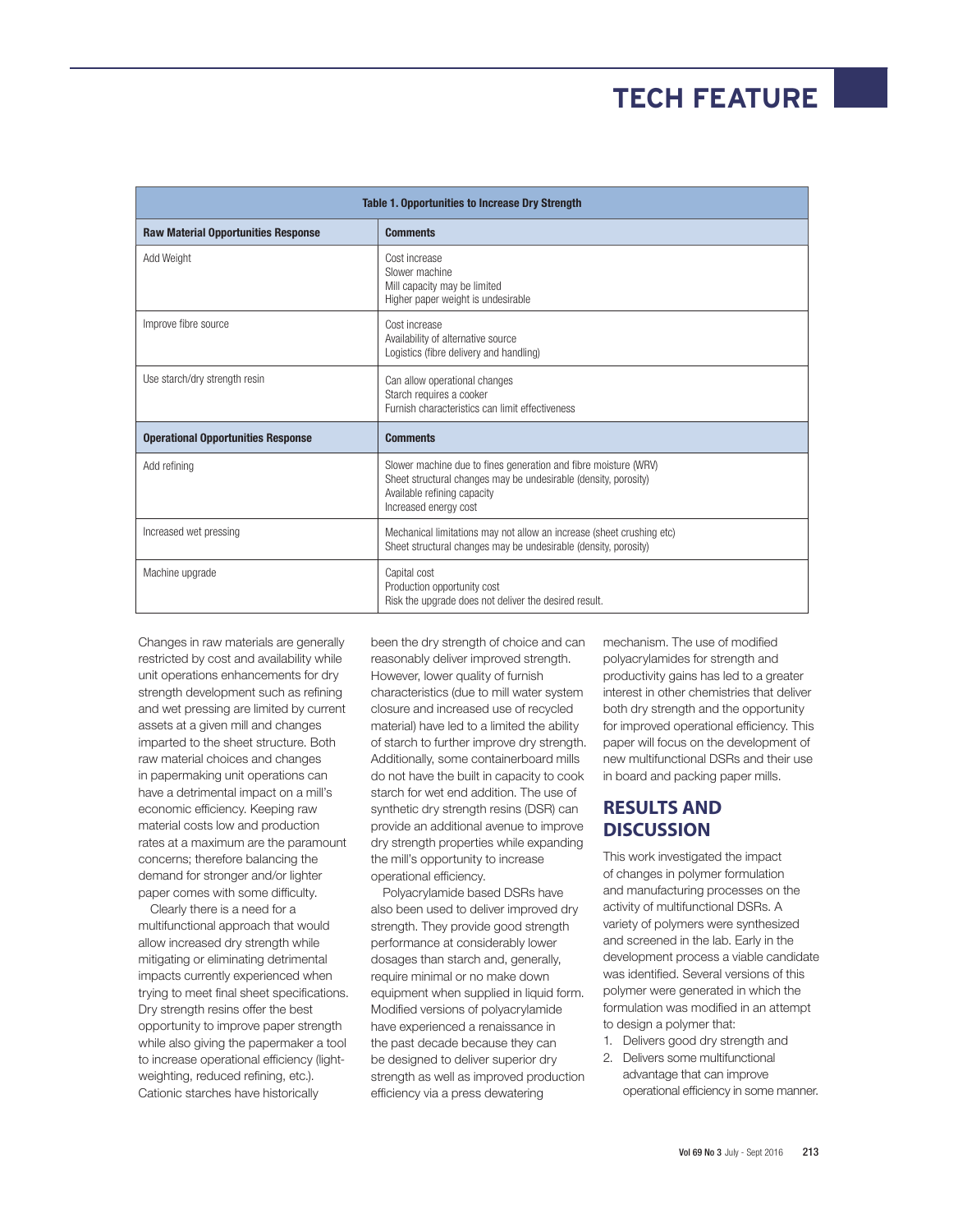**Table 1. Opportunities to Increase Dry Strength**

| Raw Material Opportunities Response | Comments |
|---|---|
| Add Weight | Cost increase<br>Slower machine<br>Mill capacity may be limited<br>Higher paper weight is undesirable |
| Improve fibre source | Cost increase<br>Availability of alternative source<br>Logistics (fibre delivery and handling) |
| Use starch/dry strength resin | Can allow operational changes<br>Starch requires a cooker<br>Furnish characteristics can limit effectiveness |
| **Operational Opportunities Response** | **Comments** |
| Add refining | Slower machine due to fines generation and fibre moisture (WRV)<br>Sheet structural changes may be undesirable (density, porosity)<br>Available refining capacity<br>Increased energy cost |
| Increased wet pressing | Mechanical limitations may not allow an increase (sheet crushing etc)<br>Sheet structural changes may be undesirable (density, porosity) |
| Machine upgrade | Capital cost<br>Production opportunity cost<br>Risk the upgrade does not deliver the desired result. |

Changes in raw materials are generally restricted by cost and availability while unit operations enhancements for dry strength development such as refining and wet pressing are limited by current assets at a given mill and changes imparted to the sheet structure. Both raw material choices and changes in papermaking unit operations can have a detrimental impact on a mill's economic efficiency. Keeping raw material costs low and production rates at a maximum are the paramount concerns; therefore balancing the demand for stronger and/or lighter paper comes with some difficulty.

Clearly there is a need for a multifunctional approach that would allow increased dry strength while mitigating or eliminating detrimental impacts currently experienced when trying to meet final sheet specifications. Dry strength resins offer the best opportunity to improve paper strength while also giving the papermaker a tool to increase operational efficiency (light-weighting, reduced refining, etc.). Cationic starches have historically been the dry strength of choice and can reasonably deliver improved strength. However, lower quality of furnish characteristics (due to mill water system closure and increased use of recycled material) have led to a limited the ability of starch to further improve dry strength. Additionally, some containerboard mills do not have the built in capacity to cook starch for wet end addition. The use of synthetic dry strength resins (DSR) can provide an additional avenue to improve dry strength properties while expanding the mill's opportunity to increase operational efficiency.

Polyacrylamide based DSRs have also been used to deliver improved dry strength. They provide good strength performance at considerably lower dosages than starch and, generally, require minimal or no make down equipment when supplied in liquid form. Modified versions of polyacrylamide have experienced a renaissance in the past decade because they can be designed to deliver superior dry strength as well as improved production efficiency via a press dewatering mechanism. The use of modified polyacrylamides for strength and productivity gains has led to a greater interest in other chemistries that deliver both dry strength and the opportunity for improved operational efficiency. This paper will focus on the development of new multifunctional DSRs and their use in board and packing paper mills.

## RESULTS AND DISCUSSION

This work investigated the impact of changes in polymer formulation and manufacturing processes on the activity of multifunctional DSRs. A variety of polymers were synthesized and screened in the lab. Early in the development process a viable candidate was identified. Several versions of this polymer were generated in which the formulation was modified in an attempt to design a polymer that:

1. Delivers good dry strength and
2. Delivers some multifunctional advantage that can improve operational efficiency in some manner.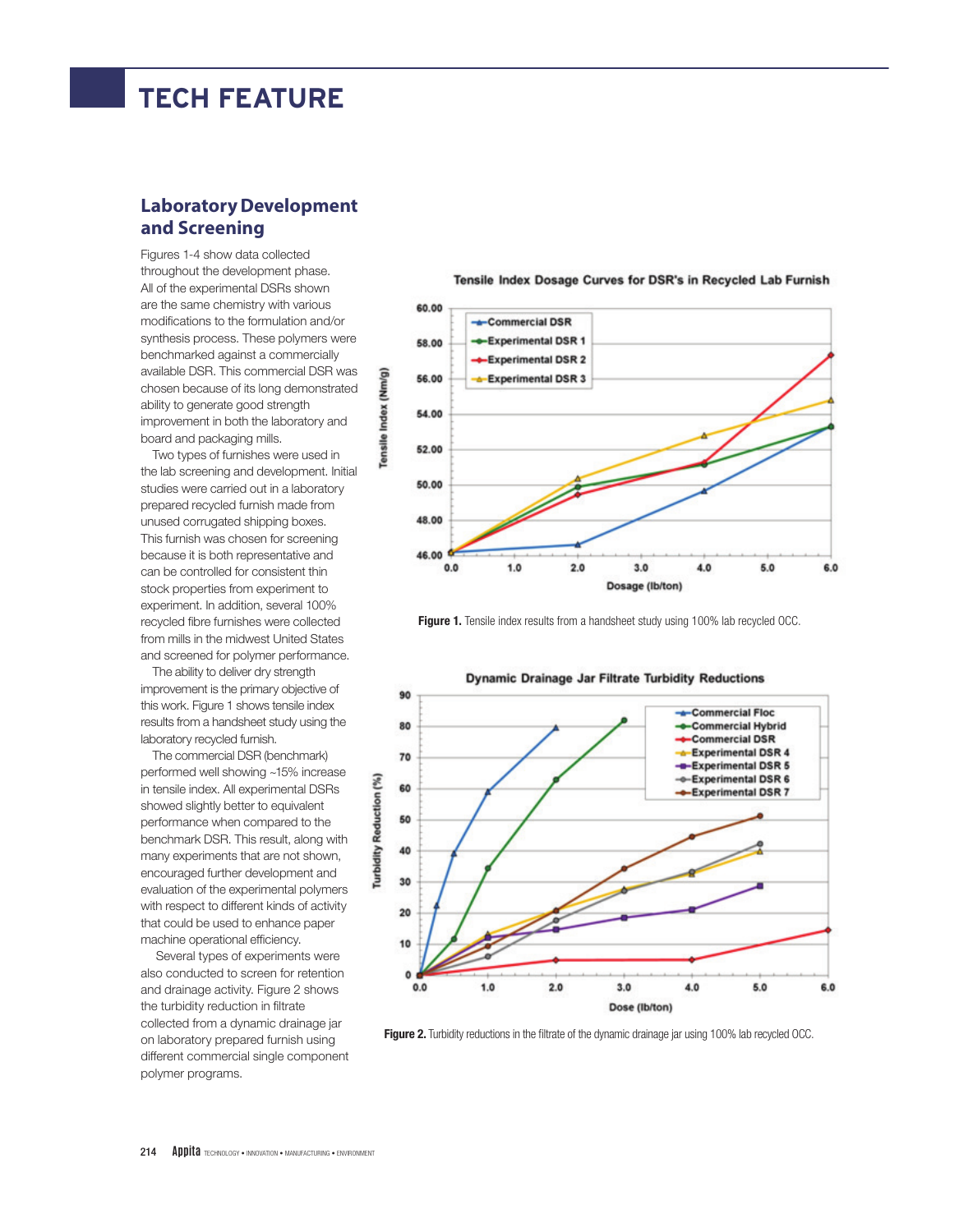## Laboratory Development and Screening

Figures 1-4 show data collected throughout the development phase. All of the experimental DSRs shown are the same chemistry with various modifications to the formulation and/or synthesis process. These polymers were benchmarked against a commercially available DSR. This commercial DSR was chosen because of its long demonstrated ability to generate good strength improvement in both the laboratory and board and packaging mills.

Two types of furnishes were used in the lab screening and development. Initial studies were carried out in a laboratory prepared recycled furnish made from unused corrugated shipping boxes. This furnish was chosen for screening because it is both representative and can be controlled for consistent thin stock properties from experiment to experiment. In addition, several 100% recycled fibre furnishes were collected from mills in the midwest United States and screened for polymer performance.

The ability to deliver dry strength improvement is the primary objective of this work. Figure 1 shows tensile index results from a handsheet study using the laboratory recycled furnish.

The commercial DSR (benchmark) performed well showing ~15% increase in tensile index. All experimental DSRs showed slightly better to equivalent performance when compared to the benchmark DSR. This result, along with many experiments that are not shown, encouraged further development and evaluation of the experimental polymers with respect to different kinds of activity that could be used to enhance paper machine operational efficiency.

Several types of experiments were also conducted to screen for retention and drainage activity. Figure 2 shows the turbidity reduction in filtrate collected from a dynamic drainage jar on laboratory prepared furnish using different commercial single component polymer programs.

**Figure 1.** Tensile index results from a handsheet study using 100% lab recycled OCC.

**Figure 2.** Turbidity reductions in the filtrate of the dynamic drainage jar using 100% lab recycled OCC.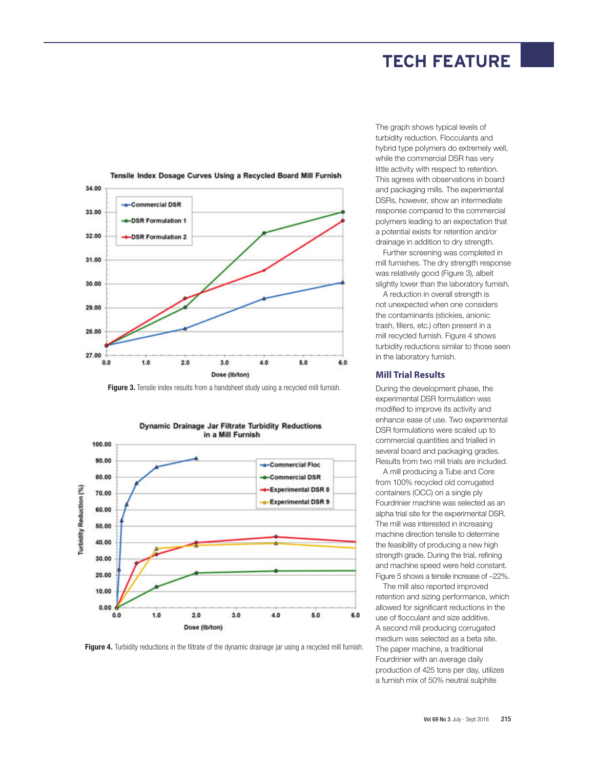Figure 3. Tensile index results from a handsheet study using a recycled mill furnish.

Figure 4. Turbidity reductions in the filtrate of the dynamic drainage jar using a recycled mill furnish.

The graph shows typical levels of turbidity reduction. Flocculants and hybrid type polymers do extremely well, while the commercial DSR has very little activity with respect to retention. This agrees with observations in board and packaging mills. The experimental DSRs, however, show an intermediate response compared to the commercial polymers leading to an expectation that a potential exists for retention and/or drainage in addition to dry strength.

Further screening was completed in mill furnishes. The dry strength response was relatively good (Figure 3), albeit slightly lower than the laboratory furnish.

A reduction in overall strength is not unexpected when one considers the contaminants (stickies, anionic trash, fillers, etc.) often present in a mill recycled furnish. Figure 4 shows turbidity reductions similar to those seen in the laboratory furnish.

## Mill Trial Results

During the development phase, the experimental DSR formulation was modified to improve its activity and enhance ease of use. Two experimental DSR formulations were scaled up to commercial quantities and trialled in several board and packaging grades. Results from two mill trials are included.

A mill producing a Tube and Core from 100% recycled old corrugated containers (OCC) on a single ply Fourdrinier machine was selected as an alpha trial site for the experimental DSR. The mill was interested in increasing machine direction tensile to determine the feasibility of producing a new high strength grade. During the trial, refining and machine speed were held constant. Figure 5 shows a tensile increase of ~22%.

The mill also reported improved retention and sizing performance, which allowed for significant reductions in the use of flocculant and size additive. A second mill producing corrugated medium was selected as a beta site. The paper machine, a traditional Fourdrinier with an average daily production of 425 tons per day, utilizes a furnish mix of 50% neutral sulphite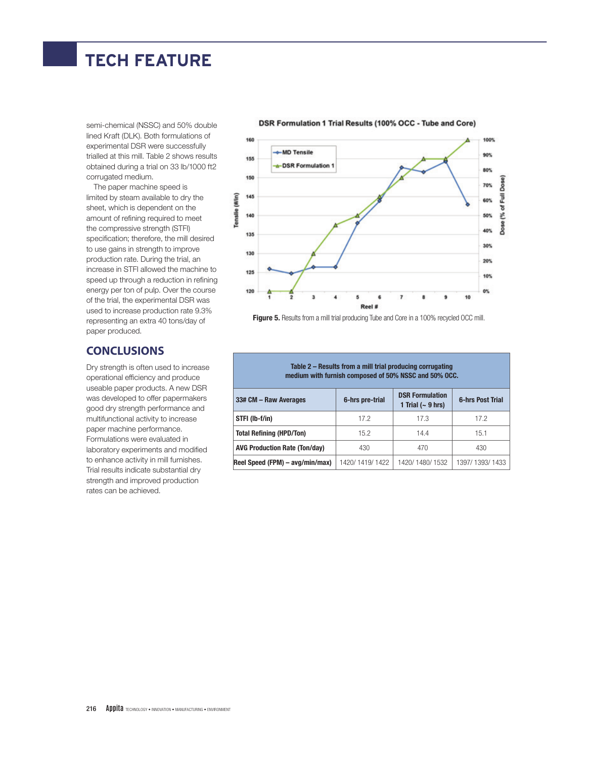semi-chemical (NSSC) and 50% double lined Kraft (DLK). Both formulations of experimental DSR were successfully trialled at this mill. Table 2 shows results obtained during a trial on 33 lb/1000 ft2 corrugated medium.

The paper machine speed is limited by steam available to dry the sheet, which is dependent on the amount of refining required to meet the compressive strength (STFI) specification; therefore, the mill desired to use gains in strength to improve production rate. During the trial, an increase in STFI allowed the machine to speed up through a reduction in refining energy per ton of pulp. Over the course of the trial, the experimental DSR was used to increase production rate 9.3% representing an extra 40 tons/day of paper produced.

## CONCLUSIONS

Dry strength is often used to increase operational efficiency and produce useable paper products. A new DSR was developed to offer papermakers good dry strength performance and multifunctional activity to increase paper machine performance. Formulations were evaluated in laboratory experiments and modified to enhance activity in mill furnishes. Trial results indicate substantial dry strength and improved production rates can be achieved.

**Figure 5.** Results from a mill trial producing Tube and Core in a 100% recycled OCC mill.

Table 2 – Results from a mill trial producing corrugating medium with furnish composed of 50% NSSC and 50% OCC.

| 33# CM – Raw Averages | 6-hrs pre-trial | DSR Formulation 1 Trial (~ 9 hrs) | 6-hrs Post Trial |
|---|---|---|---|
| STFI (lb-f/in) | 17.2 | 17.3 | 17.2 |
| Total Refining (HPD/Ton) | 15.2 | 14.4 | 15.1 |
| AVG Production Rate (Ton/day) | 430 | 470 | 430 |
| Reel Speed (FPM) – avg/min/max) | 1420/ 1419/ 1422 | 1420/ 1480/ 1532 | 1397/ 1393/ 1433 |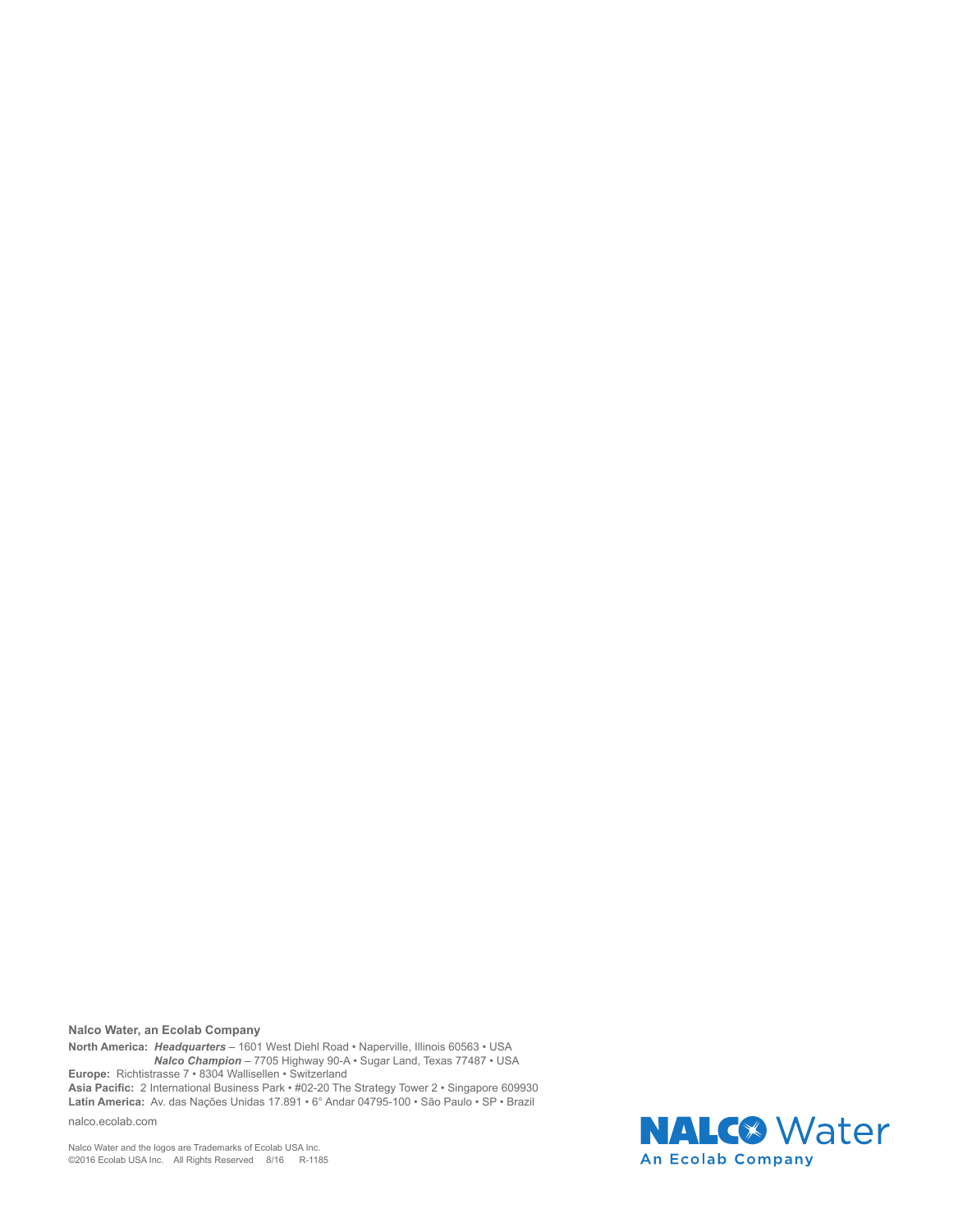**Nalco Water, an Ecolab Company**

**North America:** ***Headquarters*** – 1601 West Diehl Road • Naperville, Illinois 60563 • USA
***Nalco Champion*** – 7705 Highway 90-A • Sugar Land, Texas 77487 • USA
**Europe:** Richtistrasse 7 • 8304 Wallisellen • Switzerland
**Asia Pacific:** 2 International Business Park • #02-20 The Strategy Tower 2 • Singapore 609930
**Latin America:** Av. das Nações Unidas 17.891 • 6° Andar 04795-100 • São Paulo • SP • Brazil

nalco.ecolab.com

Nalco Water and the logos are Trademarks of Ecolab USA Inc.
©2016 Ecolab USA Inc. All Rights Reserved 8/16 R-1185

NALCO Water
An Ecolab Company